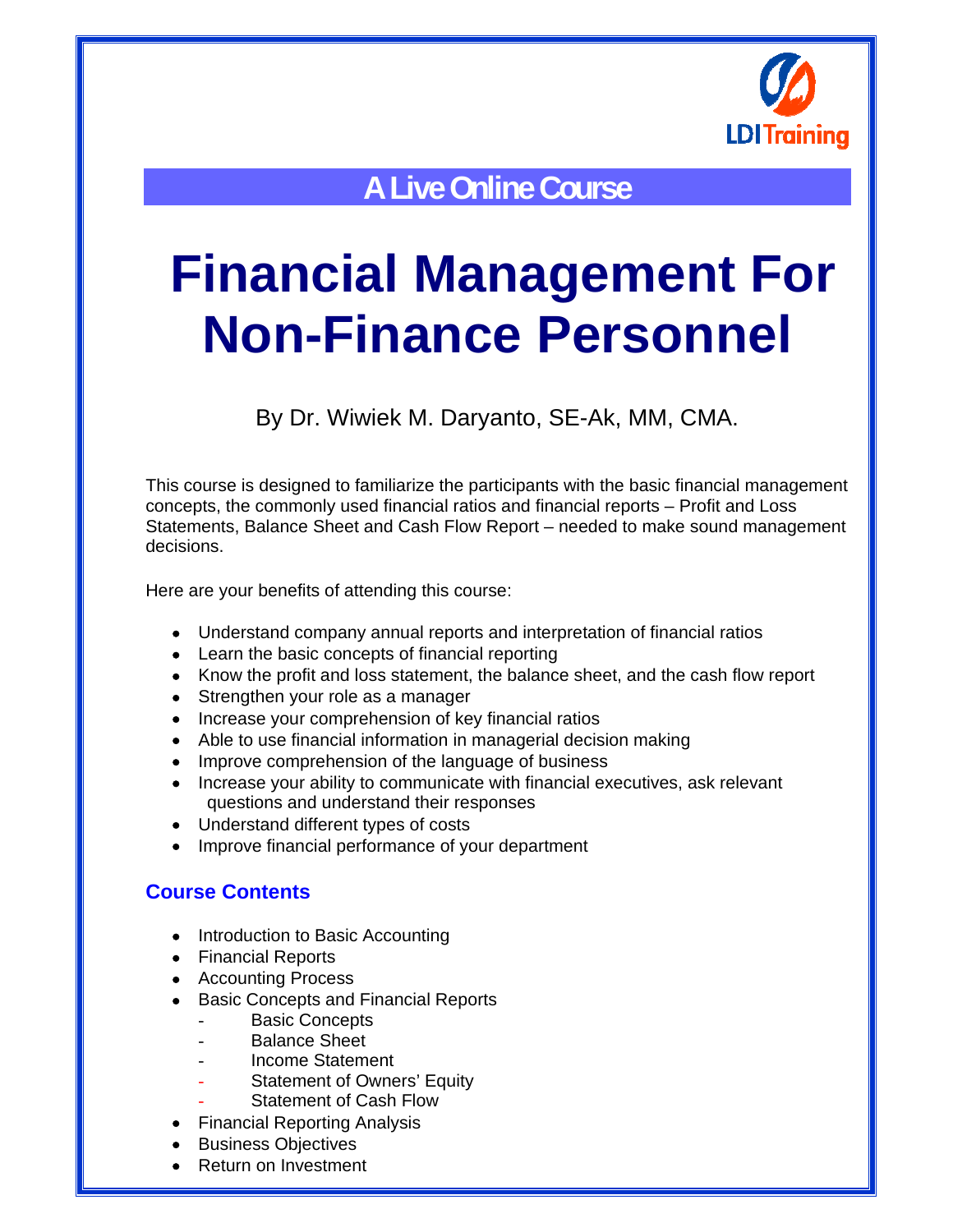LDI Training

## A Live Online Course

# Financial Management For Non-Finance Personnel

By Dr. Wiwiek M. Daryanto, SE-Ak, MM, CMA.

This course is designed to familiarize the participants with the basic financial management concepts, the commonly used financial ratios and financial reports – Profit and Loss Statements, Balance Sheet and Cash Flow Report – needed to make sound management decisions.

Here are your benefits of attending this course:

- Understand company annual reports and interpretation of financial ratios
- Learn the basic concepts of financial reporting
- Know the profit and loss statement, the balance sheet, and the cash flow report
- Strengthen your role as a manager
- Increase your comprehension of key financial ratios
- Able to use financial information in managerial decision making
- Improve comprehension of the language of business
- Increase your ability to communicate with financial executives, ask relevant questions and understand their responses
- Understand different types of costs
- Improve financial performance of your department

### Course Contents

- Introduction to Basic Accounting
- Financial Reports
- Accounting Process
- Basic Concepts and Financial Reports
  - Basic Concepts
  - Balance Sheet
  - Income Statement
  - Statement of Owners' Equity
  - Statement of Cash Flow
- Financial Reporting Analysis
- Business Objectives
- Return on Investment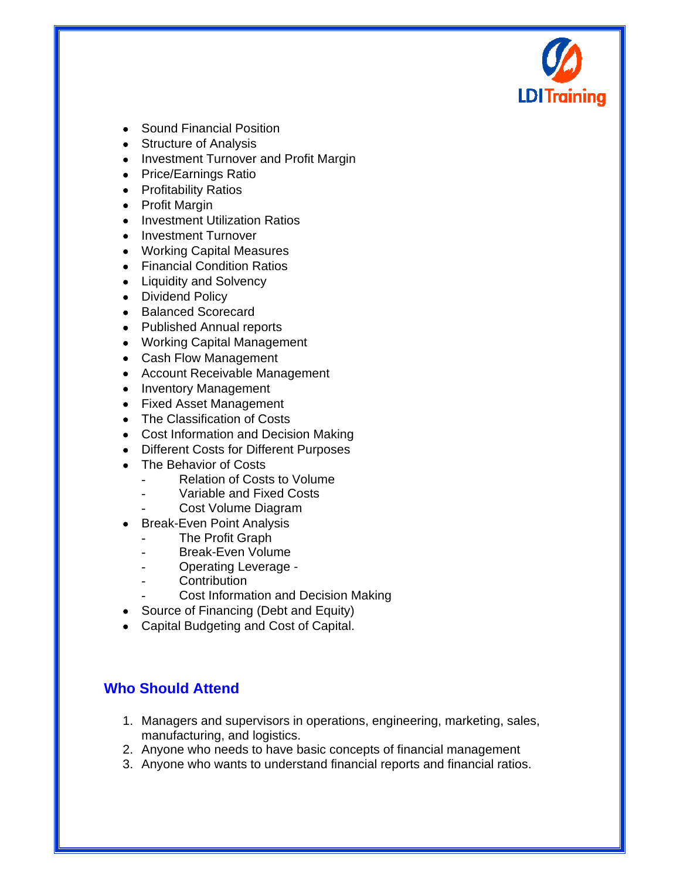- Sound Financial Position
- Structure of Analysis
- Investment Turnover and Profit Margin
- Price/Earnings Ratio
- Profitability Ratios
- Profit Margin
- Investment Utilization Ratios
- Investment Turnover
- Working Capital Measures
- Financial Condition Ratios
- Liquidity and Solvency
- Dividend Policy
- Balanced Scorecard
- Published Annual reports
- Working Capital Management
- Cash Flow Management
- Account Receivable Management
- Inventory Management
- Fixed Asset Management
- The Classification of Costs
- Cost Information and Decision Making
- Different Costs for Different Purposes
- The Behavior of Costs
  - Relation of Costs to Volume
  - Variable and Fixed Costs
  - Cost Volume Diagram
- Break-Even Point Analysis
  - The Profit Graph
  - Break-Even Volume
  - Operating Leverage -
  - Contribution
  - Cost Information and Decision Making
- Source of Financing (Debt and Equity)
- Capital Budgeting and Cost of Capital.

## Who Should Attend

1. Managers and supervisors in operations, engineering, marketing, sales, manufacturing, and logistics.
2. Anyone who needs to have basic concepts of financial management
3. Anyone who wants to understand financial reports and financial ratios.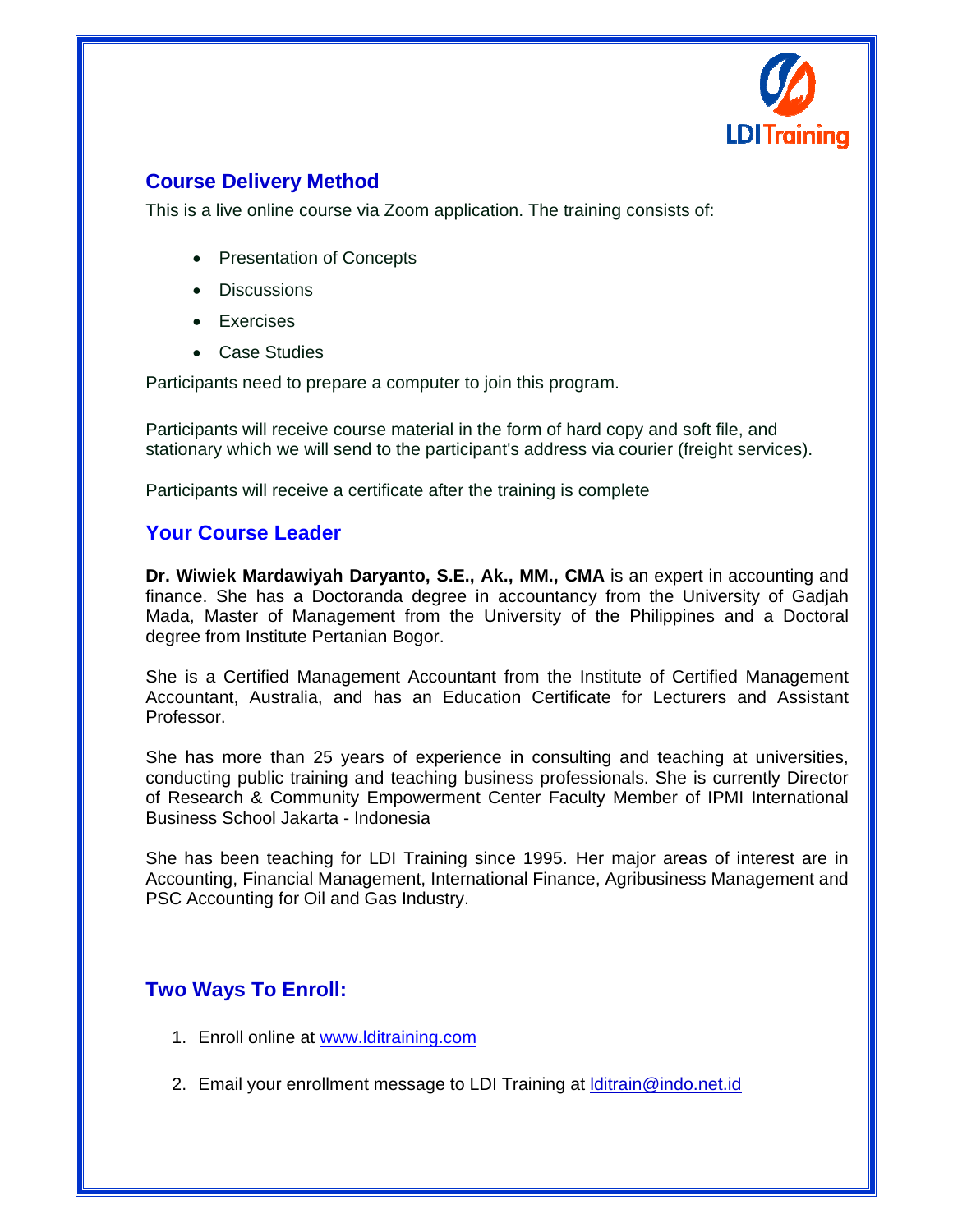## Course Delivery Method

This is a live online course via Zoom application. The training consists of:

- Presentation of Concepts
- Discussions
- Exercises
- Case Studies

Participants need to prepare a computer to join this program.

Participants will receive course material in the form of hard copy and soft file, and stationary which we will send to the participant's address via courier (freight services).

Participants will receive a certificate after the training is complete

## Your Course Leader

**Dr. Wiwiek Mardawiyah Daryanto, S.E., Ak., MM., CMA** is an expert in accounting and finance. She has a Doctoranda degree in accountancy from the University of Gadjah Mada, Master of Management from the University of the Philippines and a Doctoral degree from Institute Pertanian Bogor.

She is a Certified Management Accountant from the Institute of Certified Management Accountant, Australia, and has an Education Certificate for Lecturers and Assistant Professor.

She has more than 25 years of experience in consulting and teaching at universities, conducting public training and teaching business professionals. She is currently Director of Research & Community Empowerment Center Faculty Member of IPMI International Business School Jakarta - Indonesia

She has been teaching for LDI Training since 1995. Her major areas of interest are in Accounting, Financial Management, International Finance, Agribusiness Management and PSC Accounting for Oil and Gas Industry.

## Two Ways To Enroll:

1. Enroll online at www.lditraining.com
2. Email your enrollment message to LDI Training at lditrain@indo.net.id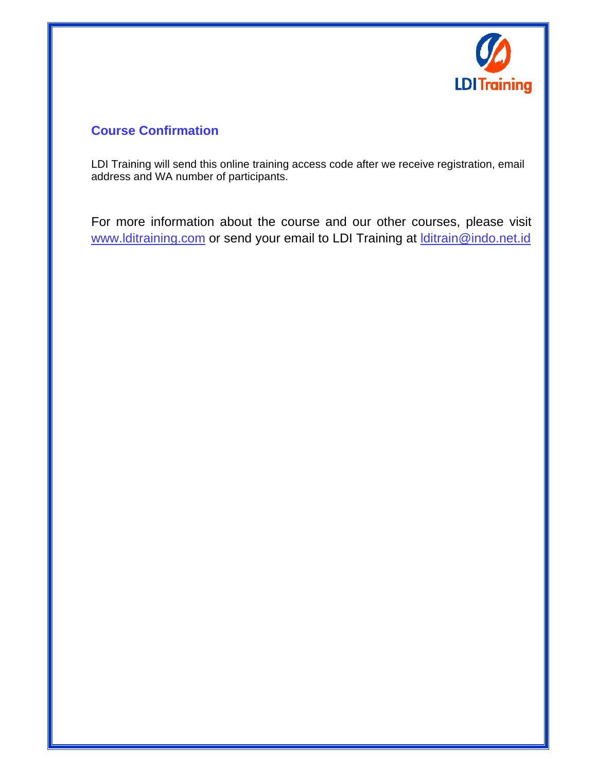## Course Confirmation

LDI Training will send this online training access code after we receive registration, email address and WA number of participants.

For more information about the course and our other courses, please visit [www.lditraining.com](http://www.lditraining.com) or send your email to LDI Training at [lditrain@indo.net.id](mailto:lditrain@indo.net.id)